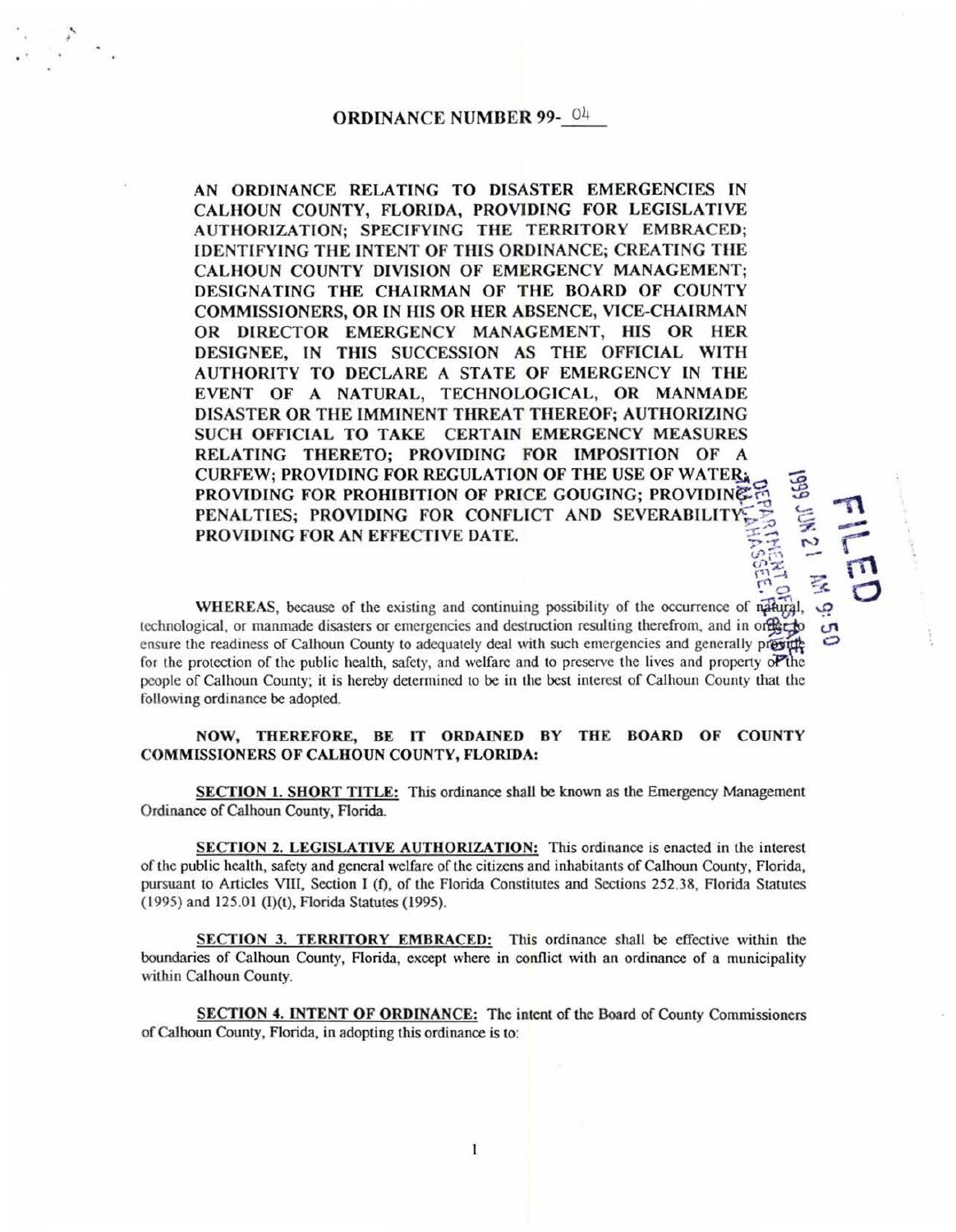# ORDINANCE NUMBER 99-04

**AN ORDINANCE RELATING TO DISASTER EMERGENCIES IN CALHOUN COUNTY, FLORIDA, PROVIDING FOR LEGISLATIVE AUTHORIZATION; SPECIFYING THE TERRITORY EMBRACED; IDENTIFYING THE INTENT OF THIS ORDINANCE; CREATING THE CALHOUN COUNTY DIVISION OF EMERGENCY MANAGEMENT; DESIGNATING THE CHAIRMAN OF THE BOARD OF COUNTY COMMISSIONERS, OR IN HIS OR HER ABSENCE, VICE-CHAIRMAN OR DIRECTOR EMERGENCY MANAGEMENT, HIS OR HER DESIGNEE, IN THIS SUCCESSION AS THE OFFICIAL WITH AUTHORITY TO DECLARE A STATE OF EMERGENCY IN THE EVENT OF A NATURAL, TECHNOLOGICAL, OR MANMADE DISASTER OR THE IMMINENT THREAT THEREOF; AUTHORIZING SUCH OFFICIAL TO TAKE CERTAIN EMERGENCY MEASURES RELATING THERETO; PROVIDING FOR IMPOSITION OF A CURFEW; PROVIDING FOR REGULATION OF THE USE OF WATER; PROVIDING FOR PROHIBITION OF PRICE GOUGING; PROVIDING PENALTIES; PROVIDING FOR CONFLICT AND SEVERABILITY; PROVIDING FOR AN EFFECTIVE DATE.**

FILED
1999 JUN 21 AM 9:50
DEPARTMENT OF STATE
TALLAHASSEE, FLORIDA

WHEREAS, because of the existing and continuing possibility of the occurrence of natural, technological, or manmade disasters or emergencies and destruction resulting therefrom, and in order to ensure the readiness of Calhoun County to adequately deal with such emergencies and generally provide for the protection of the public health, safety, and welfare and to preserve the lives and property of the people of Calhoun County; it is hereby determined to be in the best interest of Calhoun County that the following ordinance be adopted.

**NOW, THEREFORE, BE IT ORDAINED BY THE BOARD OF COUNTY COMMISSIONERS OF CALHOUN COUNTY, FLORIDA:**

**SECTION 1. SHORT TITLE:** This ordinance shall be known as the Emergency Management Ordinance of Calhoun County, Florida.

**SECTION 2. LEGISLATIVE AUTHORIZATION:** This ordinance is enacted in the interest of the public health, safety and general welfare of the citizens and inhabitants of Calhoun County, Florida, pursuant to Articles VIII, Section I (f), of the Florida Constitutes and Sections 252.38, Florida Statutes (1995) and 125.01 (I)(t), Florida Statutes (1995).

**SECTION 3. TERRITORY EMBRACED:** This ordinance shall be effective within the boundaries of Calhoun County, Florida, except where in conflict with an ordinance of a municipality within Calhoun County.

**SECTION 4. INTENT OF ORDINANCE:** The intent of the Board of County Commissioners of Calhoun County, Florida, in adopting this ordinance is to: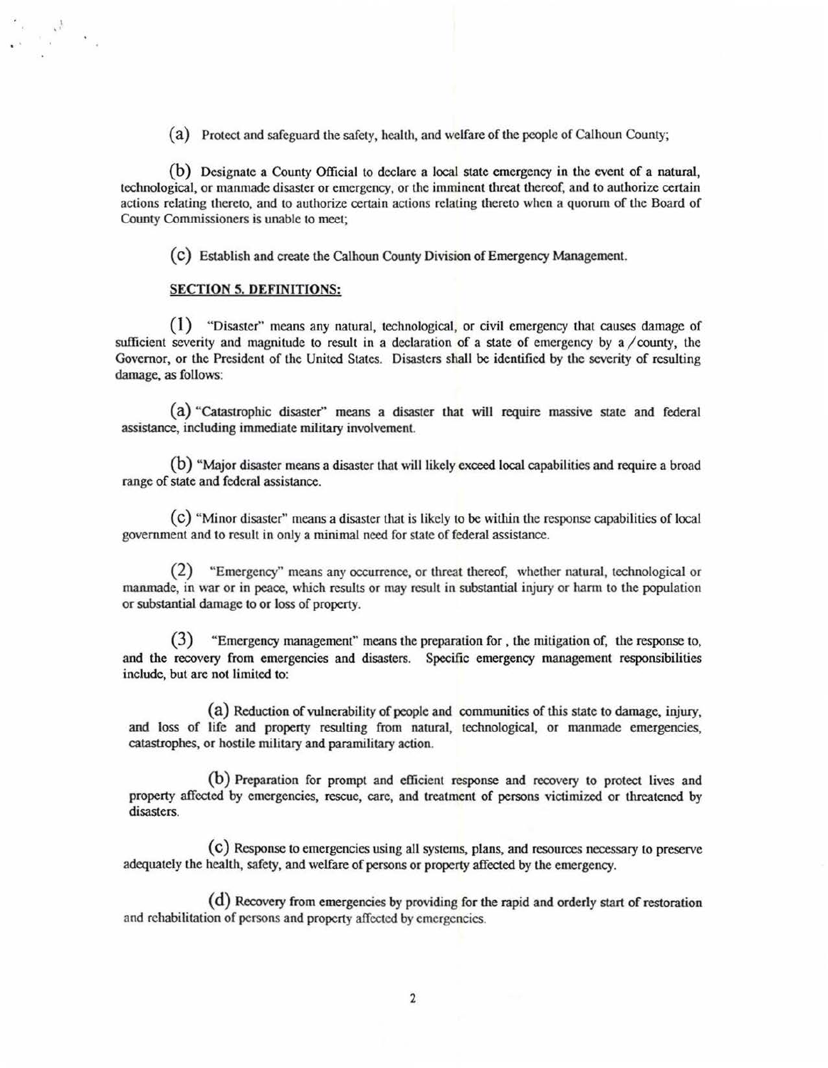(a) Protect and safeguard the safety, health, and welfare of the people of Calhoun County;

(b) Designate a County Official to declare a local state emergency in the event of a natural, technological, or manmade disaster or emergency, or the imminent threat thereof, and to authorize certain actions relating thereto, and to authorize certain actions relating thereto when a quorum of the Board of County Commissioners is unable to meet;

(c) Establish and create the Calhoun County Division of Emergency Management.

**SECTION 5. DEFINITIONS:**

(1) "Disaster" means any natural, technological, or civil emergency that causes damage of sufficient severity and magnitude to result in a declaration of a state of emergency by a / county, the Governor, or the President of the United States. Disasters shall be identified by the severity of resulting damage, as follows:

(a) "Catastrophic disaster" means a disaster that will require massive state and federal assistance, including immediate military involvement.

(b) "Major disaster means a disaster that will likely exceed local capabilities and require a broad range of state and federal assistance.

(c) "Minor disaster" means a disaster that is likely to be within the response capabilities of local government and to result in only a minimal need for state of federal assistance.

(2) "Emergency" means any occurrence, or threat thereof, whether natural, technological or manmade, in war or in peace, which results or may result in substantial injury or harm to the population or substantial damage to or loss of property.

(3) "Emergency management" means the preparation for , the mitigation of, the response to, and the recovery from emergencies and disasters. Specific emergency management responsibilities include, but are not limited to:

(a) Reduction of vulnerability of people and communities of this state to damage, injury, and loss of life and property resulting from natural, technological, or manmade emergencies, catastrophes, or hostile military and paramilitary action.

(b) Preparation for prompt and efficient response and recovery to protect lives and property affected by emergencies, rescue, care, and treatment of persons victimized or threatened by disasters.

(c) Response to emergencies using all systems, plans, and resources necessary to preserve adequately the health, safety, and welfare of persons or property affected by the emergency.

(d) Recovery from emergencies by providing for the rapid and orderly start of restoration and rehabilitation of persons and property affected by emergencies.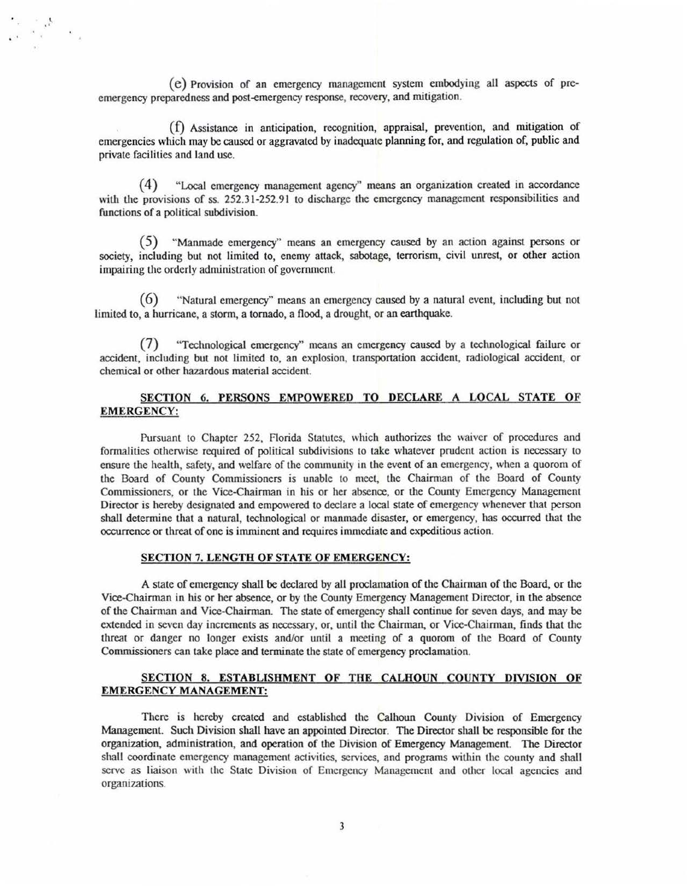(e) Provision of an emergency management system embodying all aspects of pre-emergency preparedness and post-emergency response, recovery, and mitigation.

(f) Assistance in anticipation, recognition, appraisal, prevention, and mitigation of emergencies which may be caused or aggravated by inadequate planning for, and regulation of, public and private facilities and land use.

(4) "Local emergency management agency" means an organization created in accordance with the provisions of ss. 252.31-252.91 to discharge the emergency management responsibilities and functions of a political subdivision.

(5) "Manmade emergency" means an emergency caused by an action against persons or society, including but not limited to, enemy attack, sabotage, terrorism, civil unrest, or other action impairing the orderly administration of government.

(6) "Natural emergency" means an emergency caused by a natural event, including but not limited to, a hurricane, a storm, a tornado, a flood, a drought, or an earthquake.

(7) "Technological emergency" means an emergency caused by a technological failure or accident, including but not limited to, an explosion, transportation accident, radiological accident, or chemical or other hazardous material accident.

**SECTION 6. PERSONS EMPOWERED TO DECLARE A LOCAL STATE OF EMERGENCY:**

Pursuant to Chapter 252, Florida Statutes, which authorizes the waiver of procedures and formalities otherwise required of political subdivisions to take whatever prudent action is necessary to ensure the health, safety, and welfare of the community in the event of an emergency, when a quorom of the Board of County Commissioners is unable to meet, the Chairman of the Board of County Commissioners, or the Vice-Chairman in his or her absence, or the County Emergency Management Director is hereby designated and empowered to declare a local state of emergency whenever that person shall determine that a natural, technological or manmade disaster, or emergency, has occurred that the occurrence or threat of one is imminent and requires immediate and expeditious action.

**SECTION 7. LENGTH OF STATE OF EMERGENCY:**

A state of emergency shall be declared by all proclamation of the Chairman of the Board, or the Vice-Chairman in his or her absence, or by the County Emergency Management Director, in the absence of the Chairman and Vice-Chairman. The state of emergency shall continue for seven days, and may be extended in seven day increments as necessary, or, until the Chairman, or Vice-Chairman, finds that the threat or danger no longer exists and/or until a meeting of a quorom of the Board of County Commissioners can take place and terminate the state of emergency proclamation.

**SECTION 8. ESTABLISHMENT OF THE CALHOUN COUNTY DIVISION OF EMERGENCY MANAGEMENT:**

There is hereby created and established the Calhoun County Division of Emergency Management. Such Division shall have an appointed Director. The Director shall be responsible for the organization, administration, and operation of the Division of Emergency Management. The Director shall coordinate emergency management activities, services, and programs within the county and shall serve as liaison with the State Division of Emergency Management and other local agencies and organizations.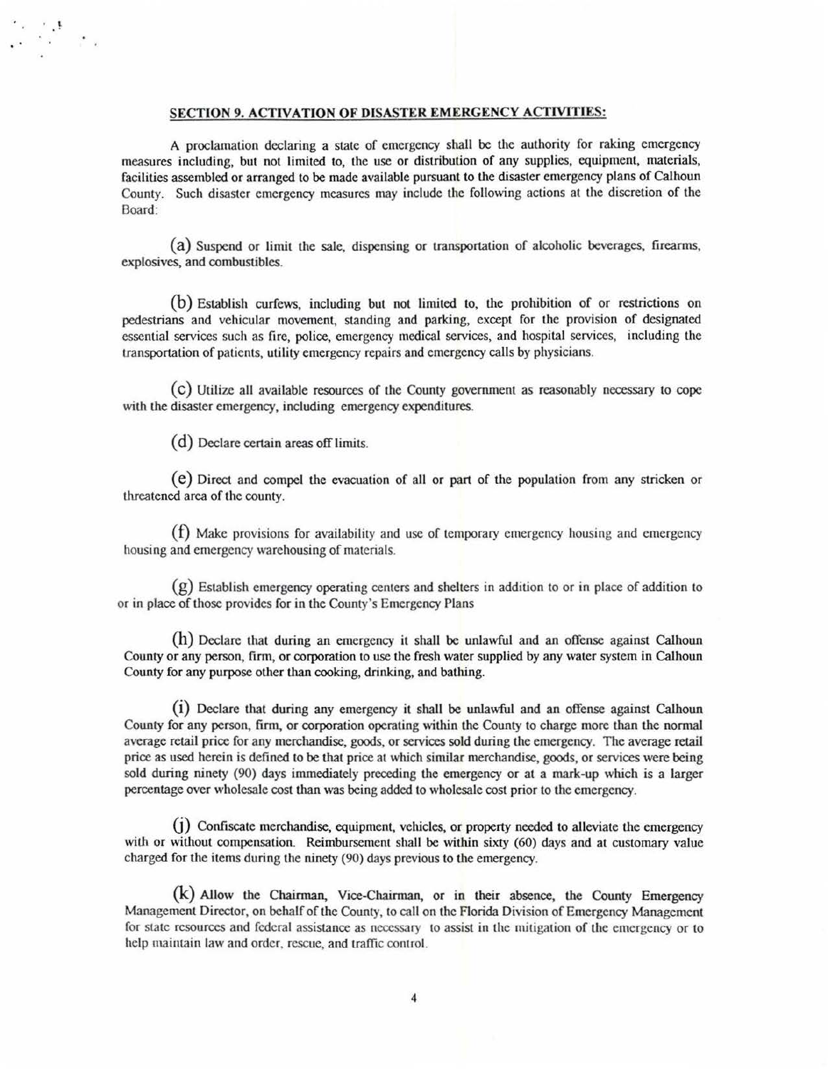**SECTION 9. ACTIVATION OF DISASTER EMERGENCY ACTIVITIES:**

A proclamation declaring a state of emergency shall be the authority for raking emergency measures including, but not limited to, the use or distribution of any supplies, equipment, materials, facilities assembled or arranged to be made available pursuant to the disaster emergency plans of Calhoun County. Such disaster emergency measures may include the following actions at the discretion of the Board:

(a) Suspend or limit the sale, dispensing or transportation of alcoholic beverages, firearms, explosives, and combustibles.

(b) Establish curfews, including but not limited to, the prohibition of or restrictions on pedestrians and vehicular movement, standing and parking, except for the provision of designated essential services such as fire, police, emergency medical services, and hospital services, including the transportation of patients, utility emergency repairs and emergency calls by physicians.

(c) Utilize all available resources of the County government as reasonably necessary to cope with the disaster emergency, including emergency expenditures.

(d) Declare certain areas off limits.

(e) Direct and compel the evacuation of all or part of the population from any stricken or threatened area of the county.

(f) Make provisions for availability and use of temporary emergency housing and emergency housing and emergency warehousing of materials.

(g) Establish emergency operating centers and shelters in addition to or in place of addition to or in place of those provides for in the County's Emergency Plans

(h) Declare that during an emergency it shall be unlawful and an offense against Calhoun County or any person, firm, or corporation to use the fresh water supplied by any water system in Calhoun County for any purpose other than cooking, drinking, and bathing.

(i) Declare that during any emergency it shall be unlawful and an offense against Calhoun County for any person, firm, or corporation operating within the County to charge more than the normal average retail price for any merchandise, goods, or services sold during the emergency. The average retail price as used herein is defined to be that price at which similar merchandise, goods, or services were being sold during ninety (90) days immediately preceding the emergency or at a mark-up which is a larger percentage over wholesale cost than was being added to wholesale cost prior to the emergency.

(j) Confiscate merchandise, equipment, vehicles, or property needed to alleviate the emergency with or without compensation. Reimbursement shall be within sixty (60) days and at customary value charged for the items during the ninety (90) days previous to the emergency.

(k) Allow the Chairman, Vice-Chairman, or in their absence, the County Emergency Management Director, on behalf of the County, to call on the Florida Division of Emergency Management for state resources and federal assistance as necessary to assist in the mitigation of the emergency or to help maintain law and order, rescue, and traffic control.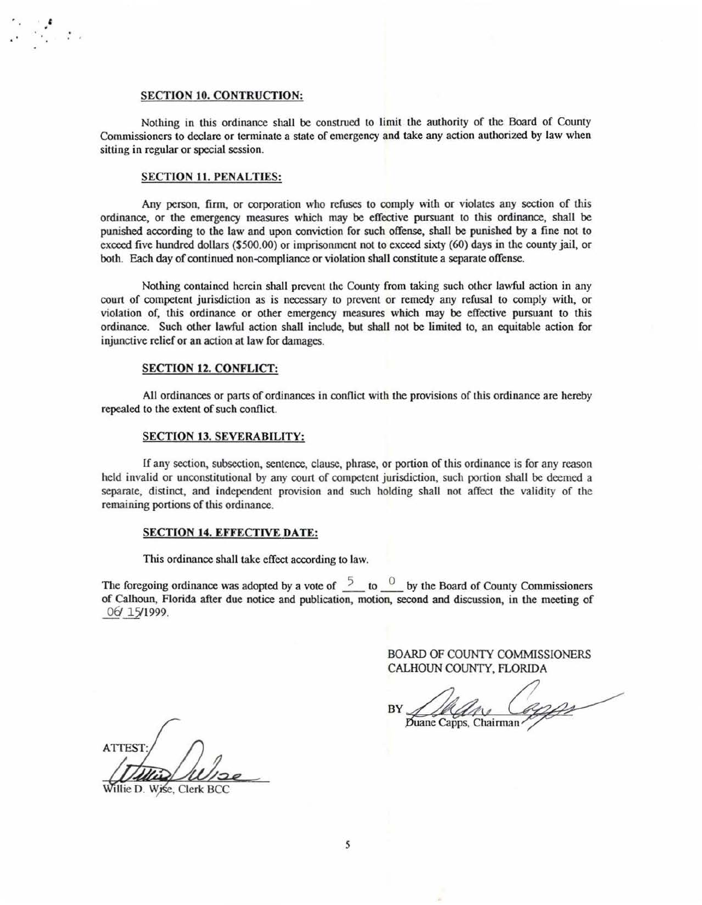### SECTION 10. CONTRUCTION:

Nothing in this ordinance shall be construed to limit the authority of the Board of County Commissioners to declare or terminate a state of emergency and take any action authorized by law when sitting in regular or special session.

### SECTION 11. PENALTIES:

Any person, firm, or corporation who refuses to comply with or violates any section of this ordinance, or the emergency measures which may be effective pursuant to this ordinance, shall be punished according to the law and upon conviction for such offense, shall be punished by a fine not to exceed five hundred dollars ($500.00) or imprisonment not to exceed sixty (60) days in the county jail, or both. Each day of continued non-compliance or violation shall constitute a separate offense.

Nothing contained herein shall prevent the County from taking such other lawful action in any court of competent jurisdiction as is necessary to prevent or remedy any refusal to comply with, or violation of, this ordinance or other emergency measures which may be effective pursuant to this ordinance. Such other lawful action shall include, but shall not be limited to, an equitable action for injunctive relief or an action at law for damages.

### SECTION 12. CONFLICT:

All ordinances or parts of ordinances in conflict with the provisions of this ordinance are hereby repealed to the extent of such conflict.

### SECTION 13. SEVERABILITY:

If any section, subsection, sentence, clause, phrase, or portion of this ordinance is for any reason held invalid or unconstitutional by any court of competent jurisdiction, such portion shall be deemed a separate, distinct, and independent provision and such holding shall not affect the validity of the remaining portions of this ordinance.

### SECTION 14. EFFECTIVE DATE:

This ordinance shall take effect according to law.

The foregoing ordinance was adopted by a vote of 5 to 0 by the Board of County Commissioners of Calhoun, Florida after due notice and publication, motion, second and discussion, in the meeting of 06/15/1999.

BOARD OF COUNTY COMMISSIONERS
CALHOUN COUNTY, FLORIDA

BY Duane Capps
Duane Capps, Chairman

ATTEST: Willie D. Wise
Willie D. Wise, Clerk BCC